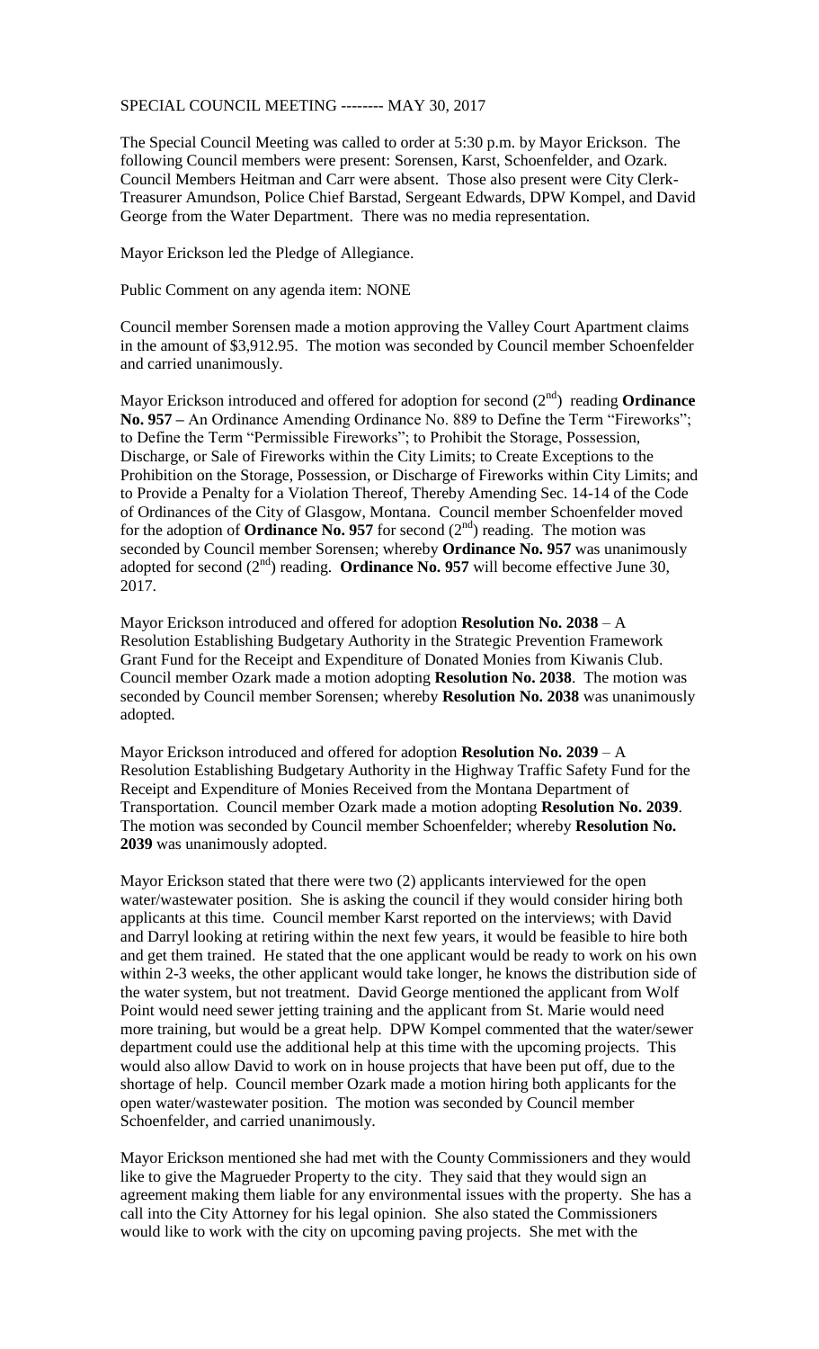SPECIAL COUNCIL MEETING -------- MAY 30, 2017

The Special Council Meeting was called to order at 5:30 p.m. by Mayor Erickson. The following Council members were present: Sorensen, Karst, Schoenfelder, and Ozark. Council Members Heitman and Carr were absent. Those also present were City Clerk-Treasurer Amundson, Police Chief Barstad, Sergeant Edwards, DPW Kompel, and David George from the Water Department. There was no media representation.

Mayor Erickson led the Pledge of Allegiance.

Public Comment on any agenda item: NONE

Council member Sorensen made a motion approving the Valley Court Apartment claims in the amount of $3,912.95. The motion was seconded by Council member Schoenfelder and carried unanimously.

Mayor Erickson introduced and offered for adoption for second (2nd) reading **Ordinance No. 957 –** An Ordinance Amending Ordinance No. 889 to Define the Term "Fireworks"; to Define the Term "Permissible Fireworks"; to Prohibit the Storage, Possession, Discharge, or Sale of Fireworks within the City Limits; to Create Exceptions to the Prohibition on the Storage, Possession, or Discharge of Fireworks within City Limits; and to Provide a Penalty for a Violation Thereof, Thereby Amending Sec. 14-14 of the Code of Ordinances of the City of Glasgow, Montana. Council member Schoenfelder moved for the adoption of **Ordinance No. 957** for second (2nd) reading. The motion was seconded by Council member Sorensen; whereby **Ordinance No. 957** was unanimously adopted for second (2nd) reading. **Ordinance No. 957** will become effective June 30, 2017.

Mayor Erickson introduced and offered for adoption **Resolution No. 2038** – A Resolution Establishing Budgetary Authority in the Strategic Prevention Framework Grant Fund for the Receipt and Expenditure of Donated Monies from Kiwanis Club. Council member Ozark made a motion adopting **Resolution No. 2038**. The motion was seconded by Council member Sorensen; whereby **Resolution No. 2038** was unanimously adopted.

Mayor Erickson introduced and offered for adoption **Resolution No. 2039** – A Resolution Establishing Budgetary Authority in the Highway Traffic Safety Fund for the Receipt and Expenditure of Monies Received from the Montana Department of Transportation. Council member Ozark made a motion adopting **Resolution No. 2039**. The motion was seconded by Council member Schoenfelder; whereby **Resolution No. 2039** was unanimously adopted.

Mayor Erickson stated that there were two (2) applicants interviewed for the open water/wastewater position. She is asking the council if they would consider hiring both applicants at this time. Council member Karst reported on the interviews; with David and Darryl looking at retiring within the next few years, it would be feasible to hire both and get them trained. He stated that the one applicant would be ready to work on his own within 2-3 weeks, the other applicant would take longer, he knows the distribution side of the water system, but not treatment. David George mentioned the applicant from Wolf Point would need sewer jetting training and the applicant from St. Marie would need more training, but would be a great help. DPW Kompel commented that the water/sewer department could use the additional help at this time with the upcoming projects. This would also allow David to work on in house projects that have been put off, due to the shortage of help. Council member Ozark made a motion hiring both applicants for the open water/wastewater position. The motion was seconded by Council member Schoenfelder, and carried unanimously.

Mayor Erickson mentioned she had met with the County Commissioners and they would like to give the Magrueder Property to the city. They said that they would sign an agreement making them liable for any environmental issues with the property. She has a call into the City Attorney for his legal opinion. She also stated the Commissioners would like to work with the city on upcoming paving projects. She met with the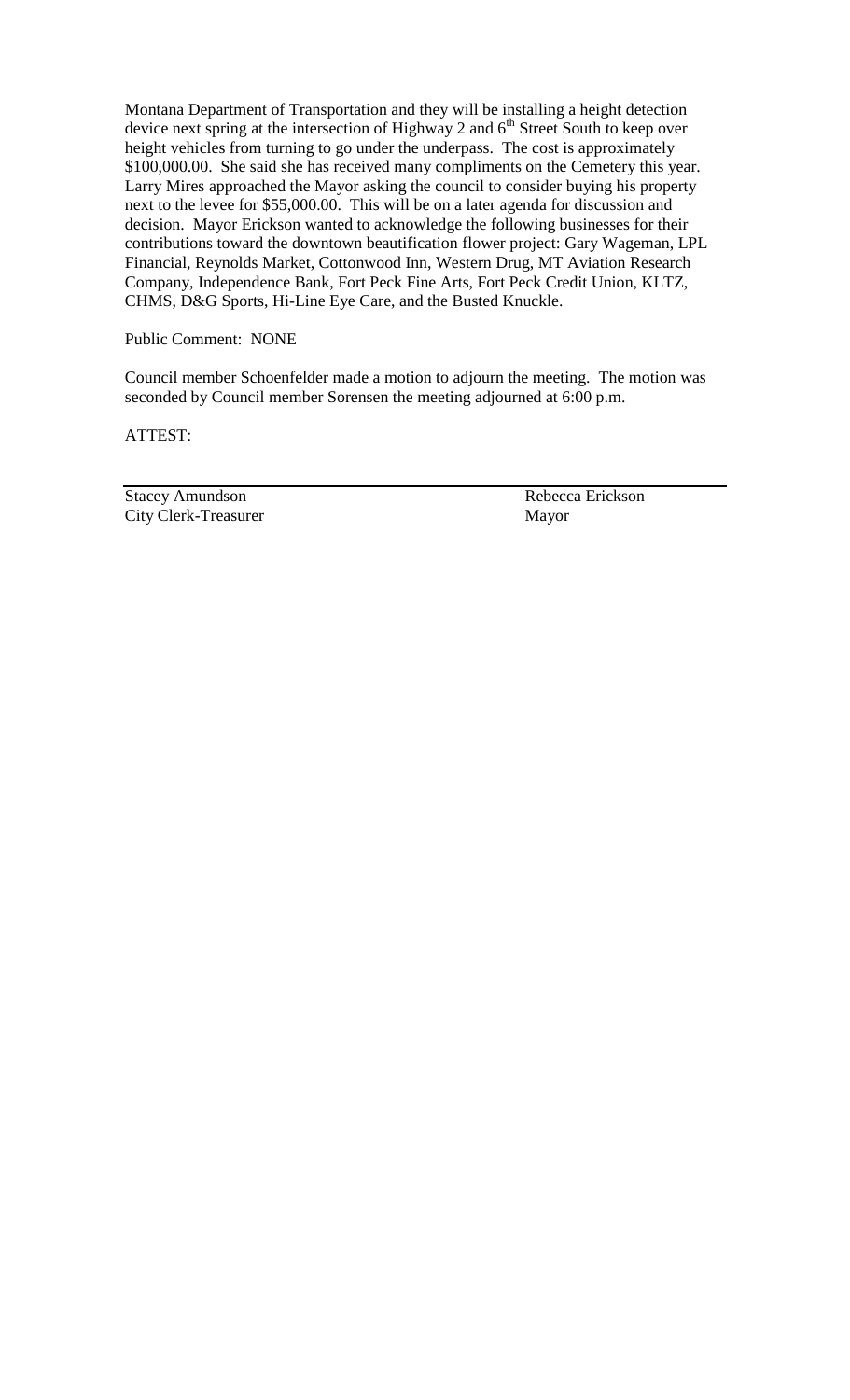Montana Department of Transportation and they will be installing a height detection device next spring at the intersection of Highway 2 and 6th Street South to keep over height vehicles from turning to go under the underpass. The cost is approximately $100,000.00. She said she has received many compliments on the Cemetery this year. Larry Mires approached the Mayor asking the council to consider buying his property next to the levee for $55,000.00. This will be on a later agenda for discussion and decision. Mayor Erickson wanted to acknowledge the following businesses for their contributions toward the downtown beautification flower project: Gary Wageman, LPL Financial, Reynolds Market, Cottonwood Inn, Western Drug, MT Aviation Research Company, Independence Bank, Fort Peck Fine Arts, Fort Peck Credit Union, KLTZ, CHMS, D&G Sports, Hi-Line Eye Care, and the Busted Knuckle.

Public Comment: NONE

Council member Schoenfelder made a motion to adjourn the meeting. The motion was seconded by Council member Sorensen the meeting adjourned at 6:00 p.m.

ATTEST:

Stacey Amundson
City Clerk-Treasurer

Rebecca Erickson
Mayor